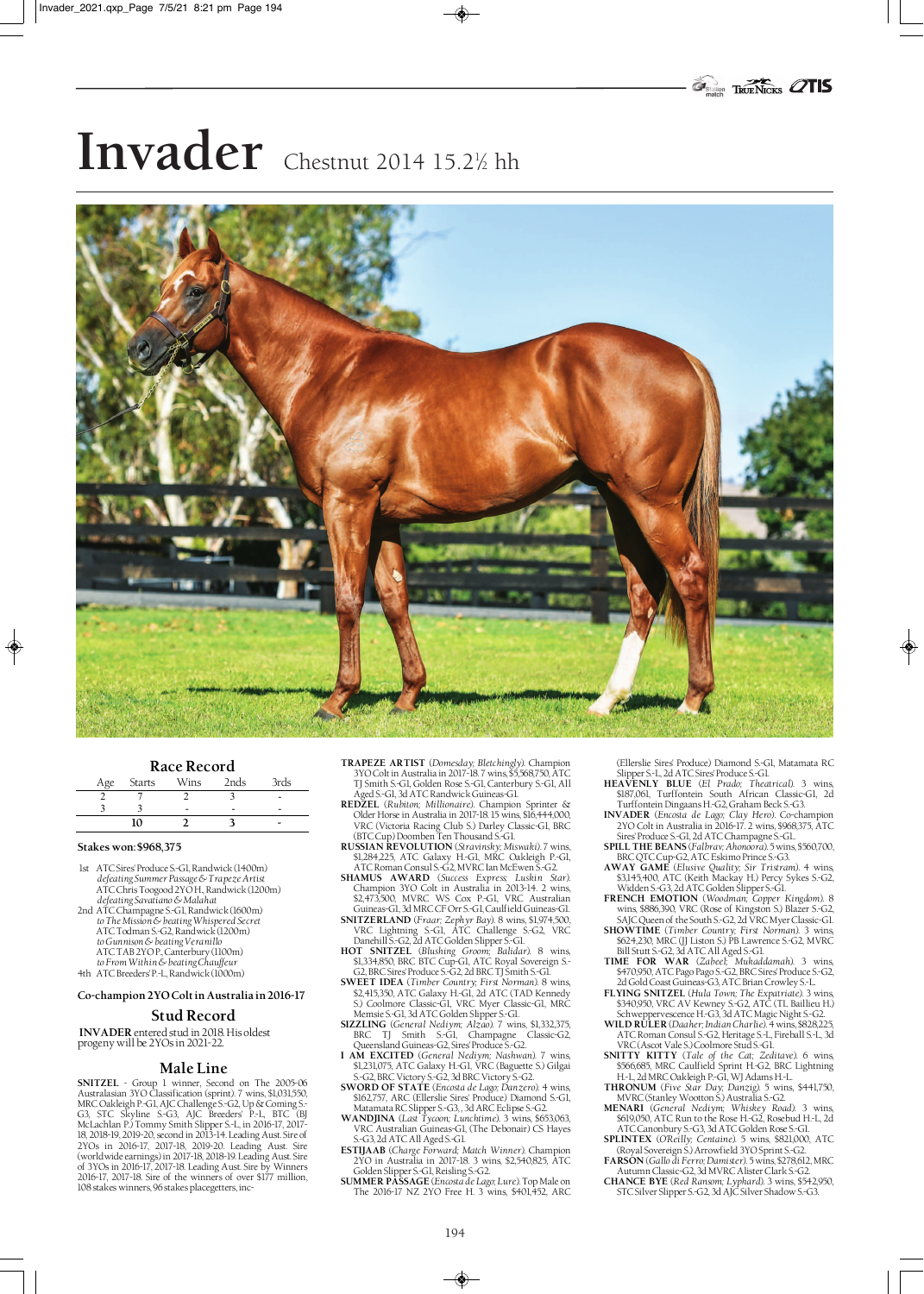# Invader

Chestnut 2014 15.2½ hh

## Race Record

| Age | Starts | Wins | 2nds | 3rds |
|---|---|---|---|---|
| 2 | 7 | 2 | 3 | - |
| 3 | 3 | - | - | - |
| | 10 | 2 | 3 | - |

**Stakes won: $968,375**

1st ATC Sires' Produce S-G1, Randwick (1400m)
*defeating Summer Passage & Trapeze Artist*
ATC Chris Toogood 2YO H, Randwick (1200m)
*defeating Savatiano & Malahat*
2nd ATC Champagne S-G1, Randwick (1600m)
*to The Mission & beating Whispered Secret*
ATC Todman S-G2, Randwick (1200m)
*to Gunnison & beating Veranillo*
ATC TAB 2YO P, Canterbury (1100m)
*to From Within & beating Chauffeur*
4th ATC Breeders' P-L, Randwick (1000m)

**Co-champion 2YO Colt in Australia in 2016-17**

## Stud Record

**INVADER** entered stud in 2018. His oldest progeny will be 2YOs in 2021-22.

## Male Line

**SNITZEL** - Group 1 winner, Second on The 2005-06 Australasian 3YO Classification (sprint). 7 wins, $1,031,550, MRC Oakleigh P-G1, AJC Challenge S-G2, Up & Coming S-G3, STC Skyline S-G3, AJC Breeders' P-L, BTC (BJ McLachlan P.) Tommy Smith Slipper S-L, in 2016-17, 2017-18, 2018-19, 2019-20, second in 2013-14. Leading Aust. Sire of 2YOs in 2016-17, 2017-18, 2019-20. Leading Aust. Sire (worldwide earnings) in 2017-18, 2018-19. Leading Aust. Sire of 3YOs in 2016-17, 2017-18. Leading Aust. Sire by Winners 2016-17, 2017-18. Sire of the winners of over $177 million, 108 stakes winners, 96 stakes placegetters, inc-

**TRAPEZE ARTIST** (*Domesday; Bletchingly*). Champion 3YO Colt in Australia in 2017-18. 7 wins, $5,568,750, ATC TJ Smith S-G1, Golden Rose S-G1, Canterbury S-G1, All Aged S-G1, 3d ATC Randwick Guineas-G1.

**REDZEL** (*Rubiton; Millionaire*). Champion Sprinter & Older Horse in Australia in 2017-18. 15 wins, $16,444,000, VRC (Victoria Racing Club S.) Darley Classic-G1, BRC (BTC Cup) Doomben Ten Thousand S-G1.

**RUSSIAN REVOLUTION** (*Stravinsky; Miswaki*). 7 wins, $1,284,225, ATC Galaxy H-G1, MRC Oakleigh P-G1, ATC Roman Consul S-G2, MVRC Ian McEwen S-G2.

**SHAMUS AWARD** (*Success Express; Luskin Star*). Champion 3YO Colt in Australia in 2013-14. 2 wins, $2,473,500, MVRC WS Cox P-G1, VRC Australian Guineas-G1, 3d MRC CF Orr S-G1, Caulfield Guineas-G1.

**SNITZERLAND** (*Fraar; Zephyr Bay*). 8 wins, $1,974,500, VRC Lightning S-G1, ATC Challenge S-G2, VRC Danehill S-G2, 2d ATC Golden Slipper S-G1.

**HOT SNITZEL** (*Blushing Groom; Balidar*). 8 wins, $1,334,850, BRC BTC Cup-G1, ATC Royal Sovereign S-G2, BRC Sires' Produce S-G2, 2d BRC TJ Smith S-G1.

**SWEET IDEA** (*Timber Country; First Norman*). 8 wins, $2,415,350, ATC Galaxy H-G1, 2d ATC (TAD Kennedy S.) Coolmore Classic-G1, VRC Myer Classic-G1, MRC Memsie S-G1, 3d ATC Golden Slipper S-G1.

**SIZZLING** (*General Nediym; Alzao*). 7 wins, $1,332,375, BRC TJ Smith S-G1, Champagne Classic-G2, Queensland Guineas-G2, Sires' Produce S-G2.

**I AM EXCITED** (*General Nediym; Nashwan*). 7 wins, $1,231,075, ATC Galaxy H-G1, VRC (Baguette S.) Gilgai S-G2, BRC Victory S-G2, 3d BRC Victory S-G1.

**SWORD OF STATE** (*Encosta de Lago; Danzero*). 4 wins, $162,757, ARC (Ellerslie Sires' Produce) Diamond S-G1, Matamata RC Slipper S-G3, 3d ARC Eclipse S-G2.

**WANDJINA** (*Last Tycoon; Lunchtime*). 3 wins, $653,063, VRC Australian Guineas-G1, (The Debonair) CS Hayes S-G3, 2d ATC All Aged S-G1.

**ESTIJAAB** (*Charge Forward; Match Winner*). Champion 2YO in Australia in 2017-18. 3 wins, $2,540,825, ATC Golden Slipper S-G1, Reisling S-G2.

**SUMMER PASSAGE** (*Encosta de Lago; Lure*). Top Male on The 2016-17 NZ 2YO Free H. 3 wins, $401,452, ARC (Ellerslie Sires' Produce) Diamond S-G1, Matamata RC Slipper S-L, 2d ATC Sires' Produce S-G1.

**HEAVENLY BLUE** (*El Prado; Theatrical*). 3 wins, $187,061, Turffontein South African Classic-G1, 2d Turffontein Dingaans H-G2, Graham Beck S-G3.

**INVADER** (*Encosta de Lago; Clay Hero*). Co-champion 2YO Colt in Australia in 2016-17. 2 wins, $968,375, ATC Sires' Produce S-G1, 2d ATC Champagne S-G1.

**SPILL THE BEANS** (*Falbrav; Ahonoora*). 5 wins, $560,700, BRC QTC Cup-G2, ATC Eskimo Prince S-G3.

**AWAY GAME** (*Elusive Quality; Sir Tristram*). 4 wins, $3,145,400, ATC (Keith Mackay H.) Percy Sykes S-G2, Widden S-G3, 2d ATC Golden Slipper S-G1.

**FRENCH EMOTION** (*Woodman; Copper Kingdom*). 8 wins, $886,390, VRC (Rose of Kingston S.) Blazer S-G2, SAJC Queen of the South S-G2, 2d VRC Myer Classic-G1.

**SHOWTIME** (*Timber Country; First Norman*). 3 wins, $624,230, MRC (JJ Liston S.) PB Lawrence S-G2, MVRC Bill Stutt S-G2, 3d ATC All Aged S-G1.

**TIME FOR WAR** (*Zabeel; Mukaddamah*). 3 wins, $470,950, ATC Pago Pago S-G2, BRC Sires' Produce S-G2, 2d Gold Coast Guineas-G3, ATC Brian Crowley S-L.

**FLYING SNITZEL** (*Hula Town; The Expatriate*). 3 wins, $340,950, VRC AV Kewney S-G2, ATC (TL Baillieu H.) Schweppervescence H-G3, 3d ATC Magic Night S-G2.

**WILD RULER** (*Daaher; Indian Charlie*). 4 wins, $828,225, ATC Roman Consul S-G2, Heritage S-L, Fireball S-L, 3d VRC (Ascot Vale S.) Coolmore Stud S-G1.

**SNITTY KITTY** (*Tale of the Cat; Zeditave*). 6 wins, $566,685, MRC Caulfield Sprint H-G2, BRC Lightning H-L, 2d MRC Oakleigh P-G1, WJ Adams H-L.

**THRONUM** (*Five Star Day; Danzig*). 5 wins, $441,750, MVRC (Stanley Wootton S.) Australia S-G2.

**MENARI** (*General Nediym; Whiskey Road*). 3 wins, $619,050, ATC Run to the Rose H-G2, Rosebud H-L, 2d ATC Canonbury S-G3, 3d ATC Golden Rose S-G1.

**SPLINTEX** (*O'Reilly; Centaine*). 5 wins, $821,000, ATC (Royal Sovereign S.) Arrowfield 3YO Sprint S-G2.

**FARSON** (*Gallo di Ferro; Damister*). 5 wins, $278,612, MRC Autumn Classic-G2, 3d MVRC Alister Clark S-G2.

**CHANCE BYE** (*Red Ransom; Lyphard*). 3 wins, $542,950, STC Silver Slipper S-G2, 3d AJC Silver Shadow S-G3.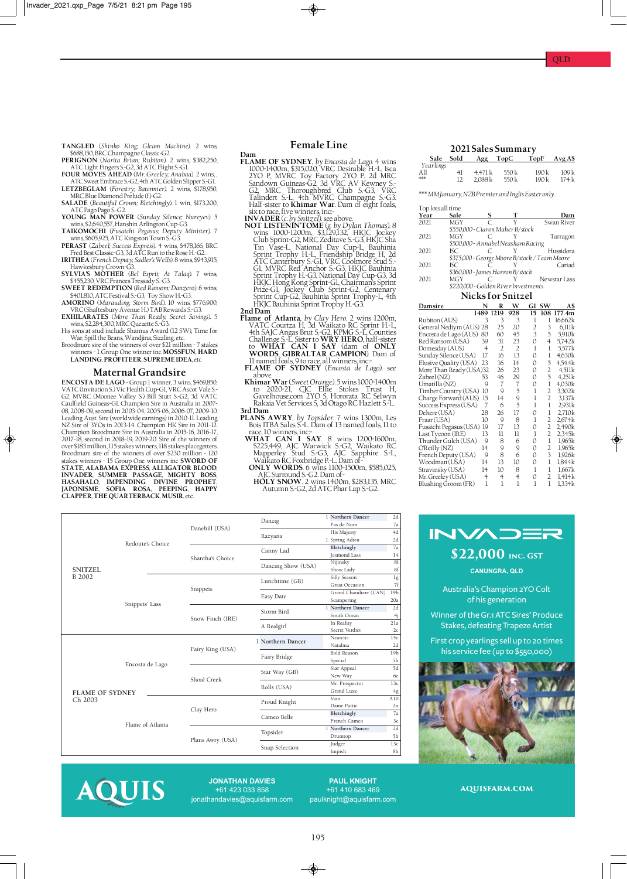QLD

**TANGLED** (*Shinko King; Gleam Machine*). 2 wins, $688,150, BRC Champagne Classic-G2.
**PERIGNON** (*Narita Brian; Rubiton*). 2 wins, $382,250, ATC Light Fingers S.-G2, 3d ATC Flight S.-G1.
**FOUR MOVES AHEAD** (*Mr. Greeley; Anabaa*). 2 wins, , ATC Sweet Embrace S.-G2, 4th ATC Golden Slipper S.-G1.
**LETZBEGLAM** (*Forestry; Batonnier*). 2 wins, $178,950, MRC Blue Diamond Prelude (f)-G2.
**SALADE** (*Beautiful Crown; Bletchingly*). 1 win, $173,200, ATC Pago Pago S.-G2.
**YOUNG MAN POWER** (*Sunday Silence; Nureyev*). 5 wins, $2,640,557, Hanshin Arlington Cup-G3.
**TAIKOMOCHI** (*Fusaichi Pegasus; Deputy Minister*). 7 wins, $605,925, ATC Kingston Town S.-G3.
**PERAST** (*Zabeel; Success Express*). 4 wins, $478,166, BRC Fred Best Classic-G3, 3d ATC Run to the Rose H.-G2.
**IRITHEA** (*French Deputy; Sadler's Wells*). 8 wins, $943,915, Hawkesbury Crown-G3.
**SYLVIA'S MOTHER** (*Bel Esprit; At Talaq*). 7 wins, $455,230, VRC Frances Tressady S.-G3.
**SWEET REDEMPTION** (*Red Ransom; Danzero*). 6 wins, $401,810, ATC Festival S.-G3, Toy Show H.-G3.
**AMORINO** (*Marauding; Storm Bird*). 10 wins, $776,900, VRC (Shaftesbury Avenue H.) TAB Rewards S.-G3.
**EXHILARATES** (*More Than Ready; Secret Savings*). 5 wins, $2,284,300, MRC Quezette S.-G3.

His sons at stud include Shamus Award (12 SW), Time for War, Spill the Beans, Wandjina, Sizzling, etc.

Broodmare sire of the winners of over $21 million - 7 stakes winners - 1 Group One winner inc **MOSSFUN**, **HARD LANDING**, **PROFITEER**, **SUPREME IDEA**, etc.

## Maternal Grandsire

**ENCOSTA DE LAGO** - Group 1 winner, 3 wins, $469,850, VATC (Invitation S.) Vic Health Cup-G1, VRC Ascot Vale S.-G2, MVRC (Moonee Valley S.) Bill Stutt S.-G2, 3d VATC Caulfield Guineas-G1. Champion Sire in Australia in 2007-08, 2008-09, second in 2003-04, 2005-06, 2006-07, 2009-10. Leading Aust. Sire (worldwide earnings) in 2010-11. Leading NZ Sire of 3YOs in 2013-14. Champion HK Sire in 2011-12. Champion Broodmare Sire in Australia in 2015-16, 2016-17, 2017-18, second in 2018-19, 2019-20. Sire of the winners of over $183 million, 115 stakes winners, 118 stakes placegetters. Broodmare sire of the winners of over $230 million - 120 stakes winners - 15 Group One winners inc **SWORD OF STATE**, **ALABAMA EXPRESS**, **ALLIGATOR BLOOD**, **INVADER**, **SUMMER PASSAGE**, **MIGHTY BOSS**, **HASAHALO**, **IMPENDING**, **DIVINE PROPHET**, **JAPONISME**, **SOFIA ROSA**, **PEEPING**, **HAPPY CLAPPER**, **THE QUARTERBACK**, **MUSIR**, etc.

## Female Line

**Dam**

**FLAME OF SYDNEY**, *by Encosta de Lago*. 4 wins 1000-1400m, $315,020, VRC Desirable H.-L, Isca 2YO P., MVRC Toy Factory 2YO P., 2d MRC Sandown Guineas-G2, 3d VRC AV Kewney S.-G2, MRC Thoroughbred Club S.-G3, VRC Talindert S.-L, 4th MVRC Champagne S.-G3. Half-sister to **Khimar War**. Dam of eight foals, six to race, five winners, inc:-

- **INVADER** (c. *by Snitzel*). see above.
- **NOT LISTENIN'TOME** (g. *by Dylan Thomas*). 8 wins 1000-1200m, $3,129,132, HKJC Jockey Club Sprint-G2, MRC Zeditave S.-G3, HKJC Sha Tin Vase-L, National Day Cup-L, Bauhinia Sprint Trophy H.-L, Friendship Bridge H., 2d ATC Canterbury S.-G1, VRC Coolmore Stud S.-G1, MVRC Red Anchor S.-G3, HKJC Bauhinia Sprint Trophy H.-G3, National Day Cup-G3, 3d HKJC Hong Kong Sprint-G1, Chairman's Sprint Prize-G1, Jockey Club Sprint-G2, Centenary Sprint Cup-G2, Bauhinia Sprint Trophy-L, 4th HKJC Bauhinia Sprint Trophy H.-G3.

**2nd Dam**

**Flame of Atlanta**, *by Clay Hero*. 2 wins 1200m, VATC Courtza H., 3d Waikato RC Sprint H.-L, 4th SAJC Angas Brut S.-G3, KPMG S.-L, Counties Challenge S.-L. Sister to **WRY HERO**, half-sister to **WHAT CAN I SAY** (dam of **ONLY WORDS**, **GIBRALTAR CAMPION**). Dam of 11 named foals, 9 to race, all winners, inc:-

- **FLAME OF SYDNEY** (*Encosta de Lago*). see above.
- **Khimar War** (*Sweet Orange*). 5 wins 1000-1400m to 2020-21, CJC Ellie Stokes Trust H., Gavelhouse.com 2YO S., Hororata RC Selwyn Rakaia Vet Services S., 3d Otago RC Hazlett S.-L.

**3rd Dam**

**PLANS AWRY**, *by Topsider*. 7 wins 1300m, Les Bois ITBA Sales S.-L. Dam of 13 named foals, 11 to race, 10 winners, inc:-

- **WHAT CAN I SAY**. 8 wins 1200-1600m, $225,449, AJC Warwick S.-G2, Waikato RC Mapperley Stud S.-G3, AJC Sapphire S.-L, Waikato RC Foxbridge P.-L. Dam of-
  - **ONLY WORDS**. 6 wins 1100-1500m, $585,025, AJC Surround S.-G2. Dam of-
    - **HOLY SNOW**. 2 wins 1400m, $283,135, MRC Autumn S.-G2, 2d ATC Phar Lap S.-G2.

## 2021 Sales Summary

| Sale | Sold | Agg | TopC | TopF | Avg A$ |
|---|---|---|---|---|---|
| *Yearlings* | | | | | |
| All | 41 | 4,471 k | 550 k | 190 k | 109 k |
| *** | 12 | 2,088 k | 550 k | 190 k | 174 k |

****** MM January, NZB Premier and Inglis Easter only.*

Top lots all time

| Year | Sale | S | T | Dam |
|---|---|---|---|---|
| 2021 | MGY | C | Y | Swan River |
| | $550,000 - *Ciaron Maher B/stock* | | | |
| 2021 | MGY | C | Y | Tarragon |
| | $500,000 - *Annabel Neasham Racing* | | | |
| 2021 | ISC | C | Y | Hussidora |
| | $375,000 - *George Moore B/stock / Team Moore* | | | |
| 2021 | ISC | C | Y | Cariad |
| | $360,000 - *James Harron B/stock* | | | |
| 2021 | MGY | C | Y | Newstar Lass |
| | $220,000 - *Golden River Investments* | | | |

## Nicks for Snitzel

| Damsire | N | R | W | G1 | SW | A$ |
|---|---|---|---|---|---|---|
| | 1489 | 1219 | 928 | 15 | 108 | 177.4m |
| Rubiton (AUS) | 3 | 3 | 3 | 1 | 1 | 16,662k |
| General Nediym (AUS) | 28 | 25 | 20 | 2 | 3 | 6,111k |
| Encosta de Lago (AUS) | 80 | 60 | 45 | 3 | 5 | 5,910k |
| Red Ransom (USA) | 39 | 31 | 23 | 0 | 4 | 5,742k |
| Domesday (AUS) | 4 | 2 | 2 | 1 | 1 | 5,577k |
| Sunday Silence (USA) | 17 | 16 | 13 | 0 | 1 | 4,630k |
| Elusive Quality (USA) | 23 | 16 | 14 | 0 | 5 | 4,544k |
| More Than Ready (USA) | 32 | 26 | 23 | 0 | 2 | 4,511k |
| Zabeel (NZ) | 53 | 46 | 29 | 0 | 5 | 4,251k |
| Umatilla (NZ) | 9 | 7 | 7 | 0 | 1 | 4,030k |
| Timber Country (USA) | 10 | 9 | 5 | 1 | 2 | 3,302k |
| Charge Forward (AUS) | 15 | 14 | 9 | 1 | 2 | 3,137k |
| Success Express (USA) | 7 | 6 | 5 | 1 | 1 | 2,931k |
| Delere (USA) | 28 | 26 | 17 | 0 | 1 | 2,710k |
| Fraar (USA) | 10 | 9 | 8 | 1 | 2 | 2,674k |
| Fusaichi Pegasus (USA) | 19 | 17 | 13 | 0 | 2 | 2,490k |
| Last Tycoon (IRE) | 13 | 11 | 11 | 1 | 2 | 2,345k |
| Thunder Gulch (USA) | 9 | 8 | 6 | 0 | 1 | 1,965k |
| O'Reilly (NZ) | 14 | 9 | 9 | 0 | 2 | 1,965k |
| French Deputy (USA) | 9 | 8 | 6 | 0 | 3 | 1,926k |
| Woodman (USA) | 14 | 13 | 10 | 0 | 1 | 1,844k |
| Stravinsky (USA) | 14 | 10 | 8 | 1 | 1 | 1,667k |
| Mr. Greeley (USA) | 4 | 4 | 4 | 0 | 2 | 1,414k |
| Blushing Groom (FR) | 1 | 1 | 1 | 1 | 1 | 1,334k |

| | | | | | |
|---|---|---|---|---|---|
| SNITZEL B 2002 | Redoute's Choice | Danehill (USA) | Danzig | 1 Northern Dancer | 2d |
| | | | | Pas de Nom | 7a |
| | | | Razyana | His Majesty | 4d |
| | | | | 1 Spring Adieu | 2d |
| | | Shantha's Choice | Canny Lad | Bletchingly | 7a |
| | | | | Jesmond Lass | 14 |
| | | | Dancing Show (USA) | Nijinsky | 8f |
| | | | | Show Lady | 8f |
| | Snippets' Lass | Snippets | Lunchtime (GB) | Silly Season | 1g |
| | | | | Great Occasion | 7f |
| | | | Easy Date | Grand Chaudiere (CAN) | 19b |
| | | | | Scampering | 20a |
| | | Snow Finch (IRE) | Storm Bird | 1 Northern Dancer | 2d |
| | | | | South Ocean | 4j |
| | | | A Realgirl | In Reality | 21a |
| | | | | Secret Verdict | 2c |
| FLAME OF SYDNEY Ch 2003 | Encosta de Lago | Fairy King (USA) | 1 Northern Dancer | Nearctic | 14c |
| | | | | Natalma | 2d |
| | | | Fairy Bridge | Bold Reason | 19b |
| | | | | Special | 5h |
| | | Shoal Creek | Star Way (GB) | Star Appeal | 5d |
| | | | | New Way | 6e |
| | | | Rolls (USA) | Mr. Prospector | 13c |
| | | | | Grand Luxe | 4g |
| | Flame of Atlanta | Clay Hero | Proud Knight | Vain | A10 |
| | | | | Dame Pattie | 2n |
| | | | Cameo Belle | Bletchingly | 7a |
| | | | | French Cameo | 3e |
| | | Plans Awry (USA) | Topsider | 1 Northern Dancer | 2d |
| | | | | Drumtop | 5h |
| | | | Snap Selection | Judger | 13c |
| | | | | Impish | 8h |

**INVADER**

**$22,000 INC. GST**

CANUNGRA, QLD

Australia's Champion 2YO Colt of his generation

Winner of the Gr.1 ATC Sires' Produce Stakes, defeating Trapeze Artist

First crop yearlings sell up to 20 times his service fee (up to $550,000)

**AQUIS**

**JONATHAN DAVIES**
+61 423 033 858
jonathandavies@aquisfarm.com

**PAUL KNIGHT**
+61 410 683 469
paulknight@aquisfarm.com

**AQUISFARM.COM**